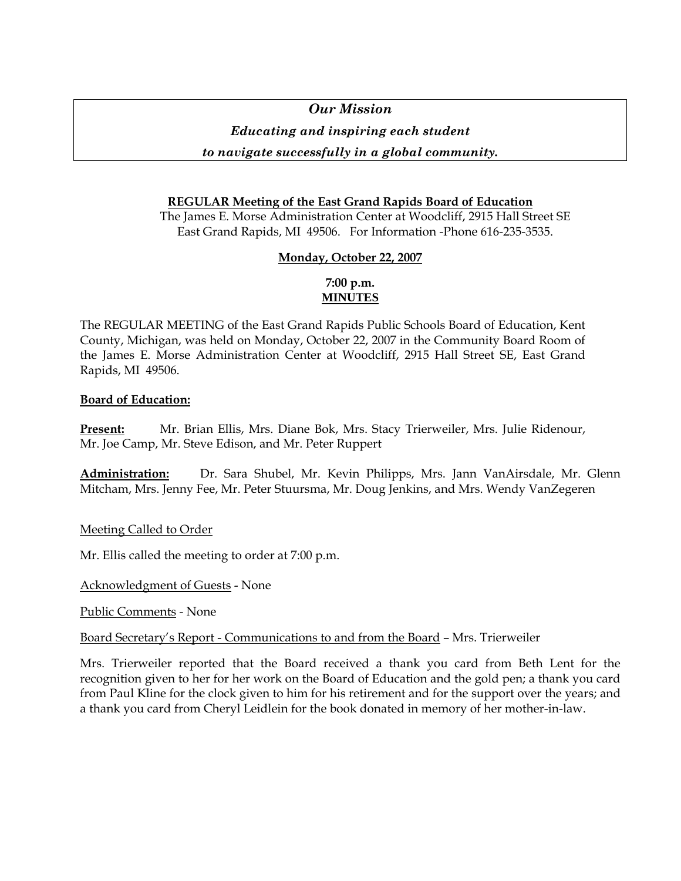***Our Mission***

***Educating and inspiring each student***

***to navigate successfully in a global community.***

**REGULAR Meeting of the East Grand Rapids Board of Education**

The James E. Morse Administration Center at Woodcliff, 2915 Hall Street SE
East Grand Rapids, MI 49506. For Information -Phone 616-235-3535.

**Monday, October 22, 2007**

**7:00 p.m.**
**MINUTES**

The REGULAR MEETING of the East Grand Rapids Public Schools Board of Education, Kent County, Michigan, was held on Monday, October 22, 2007 in the Community Board Room of the James E. Morse Administration Center at Woodcliff, 2915 Hall Street SE, East Grand Rapids, MI 49506.

**Board of Education:**

**Present:** Mr. Brian Ellis, Mrs. Diane Bok, Mrs. Stacy Trierweiler, Mrs. Julie Ridenour, Mr. Joe Camp, Mr. Steve Edison, and Mr. Peter Ruppert

**Administration:** Dr. Sara Shubel, Mr. Kevin Philipps, Mrs. Jann VanAirsdale, Mr. Glenn Mitcham, Mrs. Jenny Fee, Mr. Peter Stuursma, Mr. Doug Jenkins, and Mrs. Wendy VanZegeren

Meeting Called to Order

Mr. Ellis called the meeting to order at 7:00 p.m.

Acknowledgment of Guests - None

Public Comments - None

Board Secretary's Report - Communications to and from the Board – Mrs. Trierweiler

Mrs. Trierweiler reported that the Board received a thank you card from Beth Lent for the recognition given to her for her work on the Board of Education and the gold pen; a thank you card from Paul Kline for the clock given to him for his retirement and for the support over the years; and a thank you card from Cheryl Leidlein for the book donated in memory of her mother-in-law.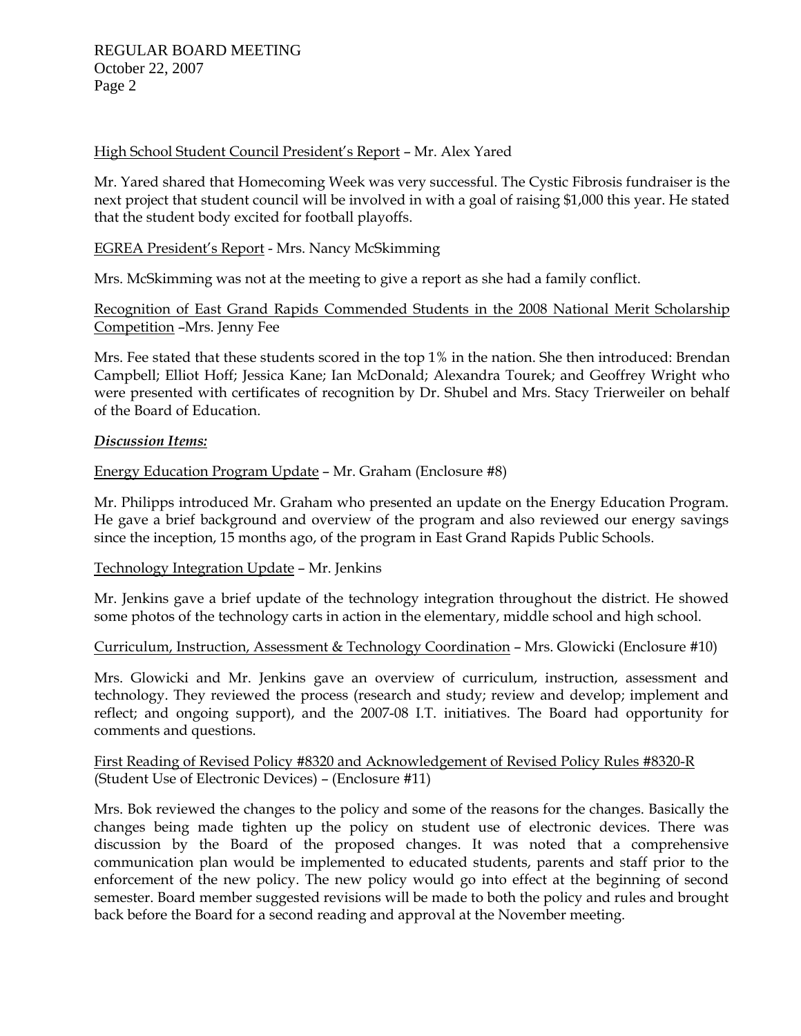High School Student Council President's Report – Mr. Alex Yared

Mr. Yared shared that Homecoming Week was very successful. The Cystic Fibrosis fundraiser is the next project that student council will be involved in with a goal of raising $1,000 this year. He stated that the student body excited for football playoffs.

EGREA President's Report - Mrs. Nancy McSkimming

Mrs. McSkimming was not at the meeting to give a report as she had a family conflict.

Recognition of East Grand Rapids Commended Students in the 2008 National Merit Scholarship Competition –Mrs. Jenny Fee

Mrs. Fee stated that these students scored in the top 1% in the nation. She then introduced: Brendan Campbell; Elliot Hoff; Jessica Kane; Ian McDonald; Alexandra Tourek; and Geoffrey Wright who were presented with certificates of recognition by Dr. Shubel and Mrs. Stacy Trierweiler on behalf of the Board of Education.

***Discussion Items:***

Energy Education Program Update – Mr. Graham (Enclosure #8)

Mr. Philipps introduced Mr. Graham who presented an update on the Energy Education Program. He gave a brief background and overview of the program and also reviewed our energy savings since the inception, 15 months ago, of the program in East Grand Rapids Public Schools.

Technology Integration Update – Mr. Jenkins

Mr. Jenkins gave a brief update of the technology integration throughout the district. He showed some photos of the technology carts in action in the elementary, middle school and high school.

Curriculum, Instruction, Assessment & Technology Coordination – Mrs. Glowicki (Enclosure #10)

Mrs. Glowicki and Mr. Jenkins gave an overview of curriculum, instruction, assessment and technology. They reviewed the process (research and study; review and develop; implement and reflect; and ongoing support), and the 2007-08 I.T. initiatives. The Board had opportunity for comments and questions.

First Reading of Revised Policy #8320 and Acknowledgement of Revised Policy Rules #8320-R (Student Use of Electronic Devices) – (Enclosure #11)

Mrs. Bok reviewed the changes to the policy and some of the reasons for the changes. Basically the changes being made tighten up the policy on student use of electronic devices. There was discussion by the Board of the proposed changes. It was noted that a comprehensive communication plan would be implemented to educated students, parents and staff prior to the enforcement of the new policy. The new policy would go into effect at the beginning of second semester. Board member suggested revisions will be made to both the policy and rules and brought back before the Board for a second reading and approval at the November meeting.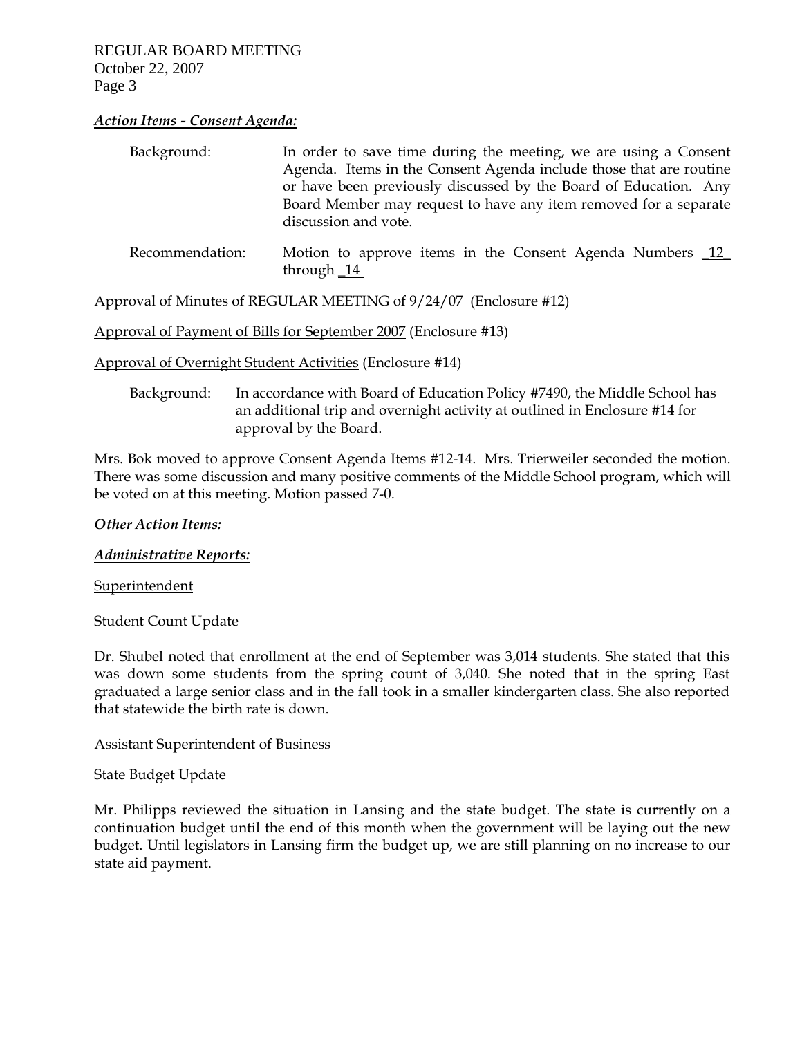***Action Items - Consent Agenda:***

Background: In order to save time during the meeting, we are using a Consent Agenda. Items in the Consent Agenda include those that are routine or have been previously discussed by the Board of Education. Any Board Member may request to have any item removed for a separate discussion and vote.

Recommendation: Motion to approve items in the Consent Agenda Numbers _12_ through _14_

Approval of Minutes of REGULAR MEETING of 9/24/07 (Enclosure #12)

Approval of Payment of Bills for September 2007 (Enclosure #13)

Approval of Overnight Student Activities (Enclosure #14)

Background: In accordance with Board of Education Policy #7490, the Middle School has an additional trip and overnight activity at outlined in Enclosure #14 for approval by the Board.

Mrs. Bok moved to approve Consent Agenda Items #12-14. Mrs. Trierweiler seconded the motion. There was some discussion and many positive comments of the Middle School program, which will be voted on at this meeting. Motion passed 7-0.

***Other Action Items:***

***Administrative Reports:***

Superintendent

Student Count Update

Dr. Shubel noted that enrollment at the end of September was 3,014 students. She stated that this was down some students from the spring count of 3,040. She noted that in the spring East graduated a large senior class and in the fall took in a smaller kindergarten class. She also reported that statewide the birth rate is down.

Assistant Superintendent of Business

State Budget Update

Mr. Philipps reviewed the situation in Lansing and the state budget. The state is currently on a continuation budget until the end of this month when the government will be laying out the new budget. Until legislators in Lansing firm the budget up, we are still planning on no increase to our state aid payment.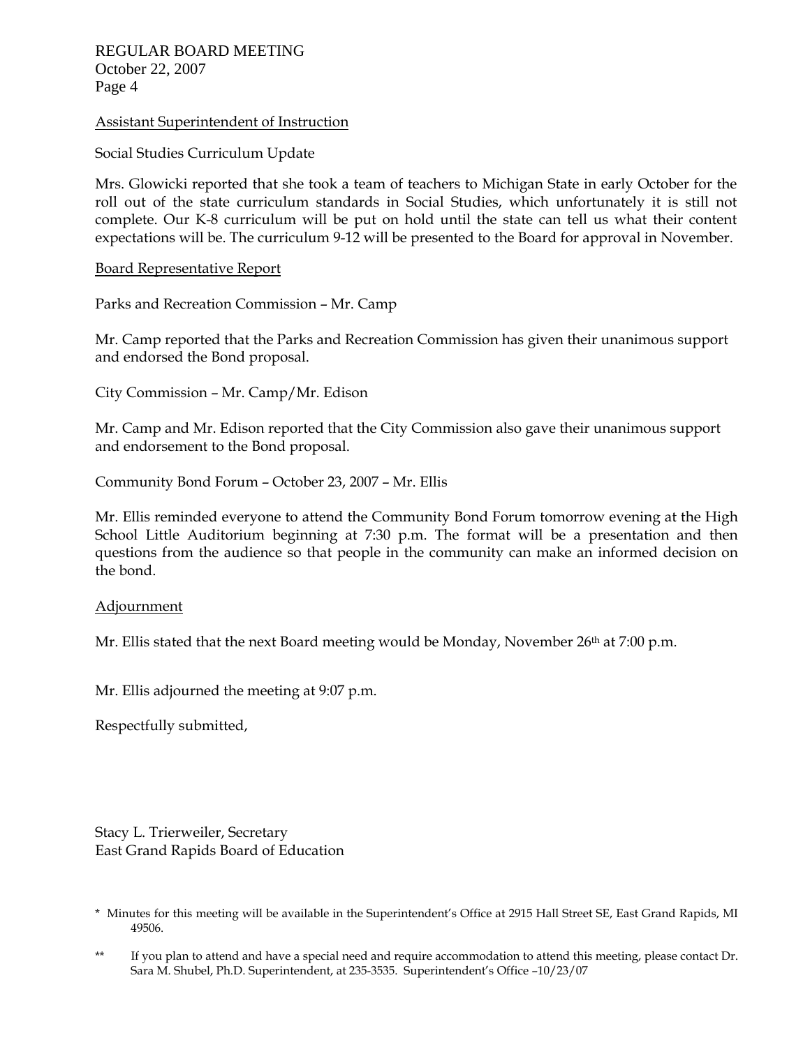Assistant Superintendent of Instruction

Social Studies Curriculum Update

Mrs. Glowicki reported that she took a team of teachers to Michigan State in early October for the roll out of the state curriculum standards in Social Studies, which unfortunately it is still not complete. Our K-8 curriculum will be put on hold until the state can tell us what their content expectations will be. The curriculum 9-12 will be presented to the Board for approval in November.

Board Representative Report

Parks and Recreation Commission – Mr. Camp

Mr. Camp reported that the Parks and Recreation Commission has given their unanimous support and endorsed the Bond proposal.

City Commission – Mr. Camp/Mr. Edison

Mr. Camp and Mr. Edison reported that the City Commission also gave their unanimous support and endorsement to the Bond proposal.

Community Bond Forum – October 23, 2007 – Mr. Ellis

Mr. Ellis reminded everyone to attend the Community Bond Forum tomorrow evening at the High School Little Auditorium beginning at 7:30 p.m. The format will be a presentation and then questions from the audience so that people in the community can make an informed decision on the bond.

Adjournment

Mr. Ellis stated that the next Board meeting would be Monday, November 26th at 7:00 p.m.

Mr. Ellis adjourned the meeting at 9:07 p.m.

Respectfully submitted,

Stacy L. Trierweiler, Secretary
East Grand Rapids Board of Education

\* Minutes for this meeting will be available in the Superintendent's Office at 2915 Hall Street SE, East Grand Rapids, MI 49506.

\*\* If you plan to attend and have a special need and require accommodation to attend this meeting, please contact Dr. Sara M. Shubel, Ph.D. Superintendent, at 235-3535. Superintendent's Office –10/23/07